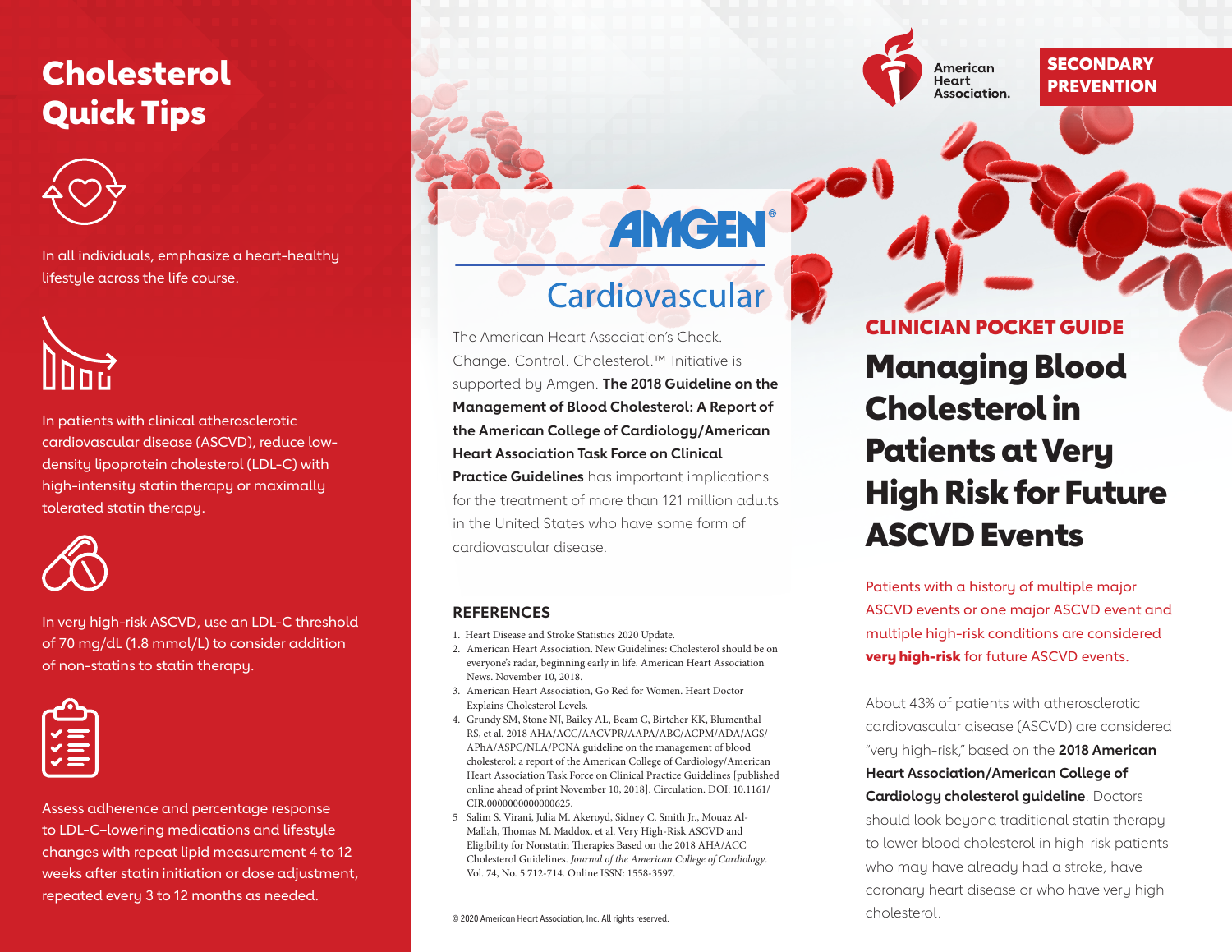# Cholesterol Quick Tips

In all individuals, emphasize a heart-healthy lifestyle across the life course.

In patients with clinical atherosclerotic cardiovascular disease (ASCVD), reduce low-density lipoprotein cholesterol (LDL-C) with high-intensity statin therapy or maximally tolerated statin therapy.

In very high-risk ASCVD, use an LDL-C threshold of 70 mg/dL (1.8 mmol/L) to consider addition of non-statins to statin therapy.

Assess adherence and percentage response to LDL-C–lowering medications and lifestyle changes with repeat lipid measurement 4 to 12 weeks after statin initiation or dose adjustment, repeated every 3 to 12 months as needed.

AMGEN®

Cardiovascular

The American Heart Association's Check. Change. Control. Cholesterol.™ Initiative is supported by Amgen. **The 2018 Guideline on the Management of Blood Cholesterol: A Report of the American College of Cardiology/American Heart Association Task Force on Clinical Practice Guidelines** has important implications for the treatment of more than 121 million adults in the United States who have some form of cardiovascular disease.

## REFERENCES

1. Heart Disease and Stroke Statistics 2020 Update.
2. American Heart Association. New Guidelines: Cholesterol should be on everyone's radar, beginning early in life. American Heart Association News. November 10, 2018.
3. American Heart Association, Go Red for Women. Heart Doctor Explains Cholesterol Levels.
4. Grundy SM, Stone NJ, Bailey AL, Beam C, Birtcher KK, Blumenthal RS, et al. 2018 AHA/ACC/AACVPR/AAPA/ABC/ACPM/ADA/AGS/APhA/ASPC/NLA/PCNA guideline on the management of blood cholesterol: a report of the American College of Cardiology/American Heart Association Task Force on Clinical Practice Guidelines [published online ahead of print November 10, 2018]. Circulation. DOI: 10.1161/CIR.0000000000000625.
5. Salim S. Virani, Julia M. Akeroyd, Sidney C. Smith Jr., Mouaz Al-Mallah, Thomas M. Maddox, et al. Very High-Risk ASCVD and Eligibility for Nonstatin Therapies Based on the 2018 AHA/ACC Cholesterol Guidelines. *Journal of the American College of Cardiology*. Vol. 74, No. 5 712-714. Online ISSN: 1558-3597.

© 2020 American Heart Association, Inc. All rights reserved.

American Heart Association.

**SECONDARY PREVENTION**

## CLINICIAN POCKET GUIDE

# Managing Blood Cholesterol in Patients at Very High Risk for Future ASCVD Events

Patients with a history of multiple major ASCVD events or one major ASCVD event and multiple high-risk conditions are considered **very high-risk** for future ASCVD events.

About 43% of patients with atherosclerotic cardiovascular disease (ASCVD) are considered "very high-risk," based on the **2018 American Heart Association/American College of Cardiology cholesterol guideline**. Doctors should look beyond traditional statin therapy to lower blood cholesterol in high-risk patients who may have already had a stroke, have coronary heart disease or who have very high cholesterol.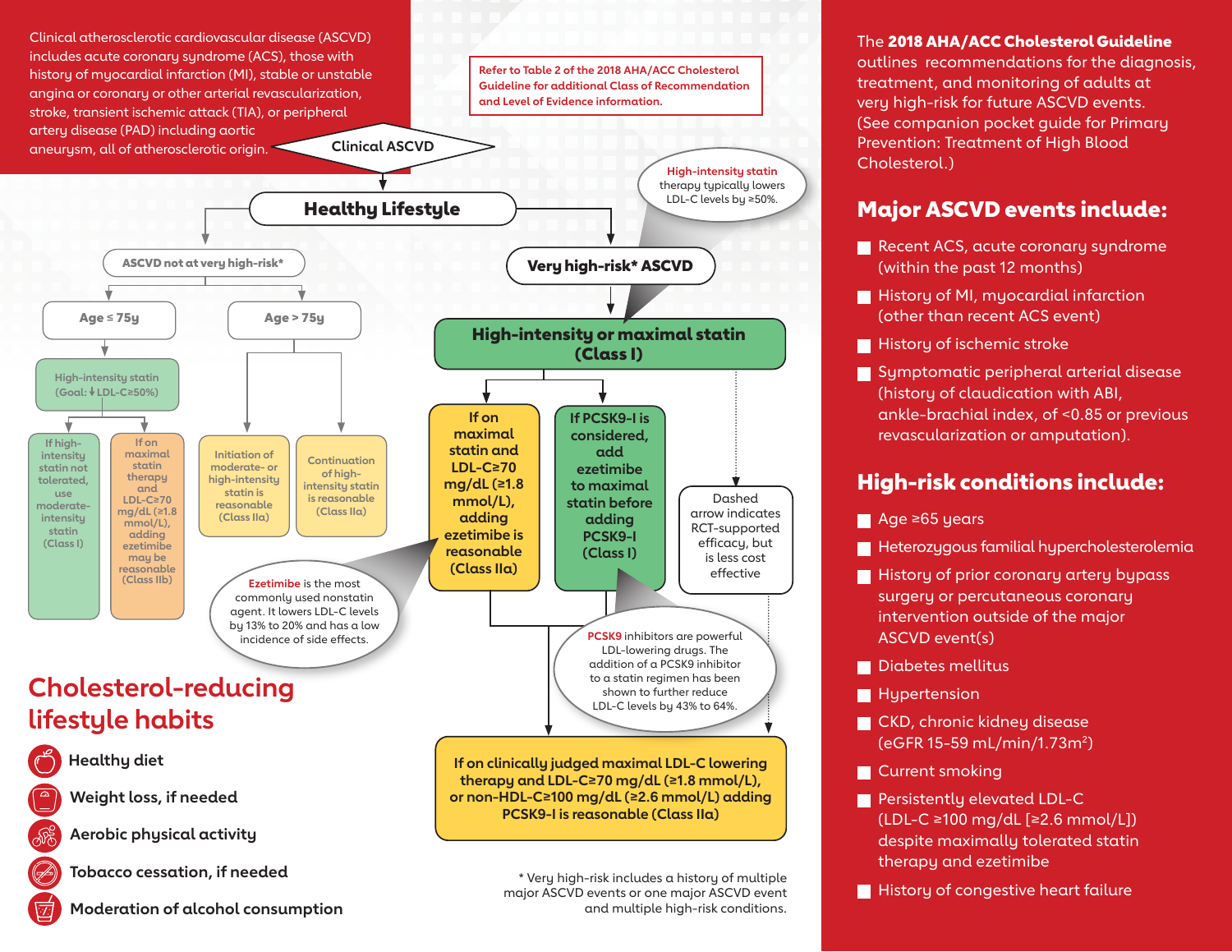Clinical atherosclerotic cardiovascular disease (ASCVD) includes acute coronary syndrome (ACS), those with history of myocardial infarction (MI), stable or unstable angina or coronary or other arterial revascularization, stroke, transient ischemic attack (TIA), or peripheral artery disease (PAD) including aortic aneurysm, all of atherosclerotic origin.

Refer to Table 2 of the 2018 AHA/ACC Cholesterol Guideline for additional Class of Recommendation and Level of Evidence information.

Clinical ASCVD

Healthy Lifestyle

ASCVD not at very high-risk*

Age ≤ 75y

High-intensity statin (Goal: ↓LDL-C≥50%)

If high-intensity statin not tolerated, use moderate-intensity statin (Class I)

If on maximal statin therapy and LDL-C≥70 mg/dL (≥1.8 mmol/L), adding ezetimibe may be reasonable (Class IIb)

Age > 75y

Initiation of moderate- or high-intensity statin is reasonable (Class IIa)

Continuation of high-intensity statin is reasonable (Class IIa)

Very high-risk* ASCVD

**High-intensity** statin therapy typically lowers LDL-C levels by ≥50%.

High-intensity or maximal statin (Class I)

If on maximal statin and LDL-C≥70 mg/dL (≥1.8 mmol/L), adding ezetimibe is reasonable (Class IIa)

If PCSK9-I is considered, add ezetimibe to maximal statin before adding PCSK9-I (Class I)

Dashed arrow indicates RCT-supported efficacy, but is less cost effective

**Ezetimibe** is the most commonly used nonstatin agent. It lowers LDL-C levels by 13% to 20% and has a low incidence of side effects.

**PCSK9** inhibitors are powerful LDL-lowering drugs. The addition of a PCSK9 inhibitor to a statin regimen has been shown to further reduce LDL-C levels by 43% to 64%.

If on clinically judged maximal LDL-C lowering therapy and LDL-C≥70 mg/dL (≥1.8 mmol/L), or non-HDL-C≥100 mg/dL (≥2.6 mmol/L) adding PCSK9-I is reasonable (Class IIa)

* Very high-risk includes a history of multiple major ASCVD events or one major ASCVD event and multiple high-risk conditions.

## Cholesterol-reducing lifestyle habits

- Healthy diet
- Weight loss, if needed
- Aerobic physical activity
- Tobacco cessation, if needed
- Moderation of alcohol consumption

The **2018 AHA/ACC Cholesterol Guideline** outlines recommendations for the diagnosis, treatment, and monitoring of adults at very high-risk for future ASCVD events. (See companion pocket guide for Primary Prevention: Treatment of High Blood Cholesterol.)

## Major ASCVD events include:

- Recent ACS, acute coronary syndrome (within the past 12 months)
- History of MI, myocardial infarction (other than recent ACS event)
- History of ischemic stroke
- Symptomatic peripheral arterial disease (history of claudication with ABI, ankle-brachial index, of <0.85 or previous revascularization or amputation).

## High-risk conditions include:

- Age ≥65 years
- Heterozygous familial hypercholesterolemia
- History of prior coronary artery bypass surgery or percutaneous coronary intervention outside of the major ASCVD event(s)
- Diabetes mellitus
- Hypertension
- CKD, chronic kidney disease (eGFR 15-59 mL/min/1.73m$^2$)
- Current smoking
- Persistently elevated LDL-C (LDL-C ≥100 mg/dL [≥2.6 mmol/L]) despite maximally tolerated statin therapy and ezetimibe
- History of congestive heart failure